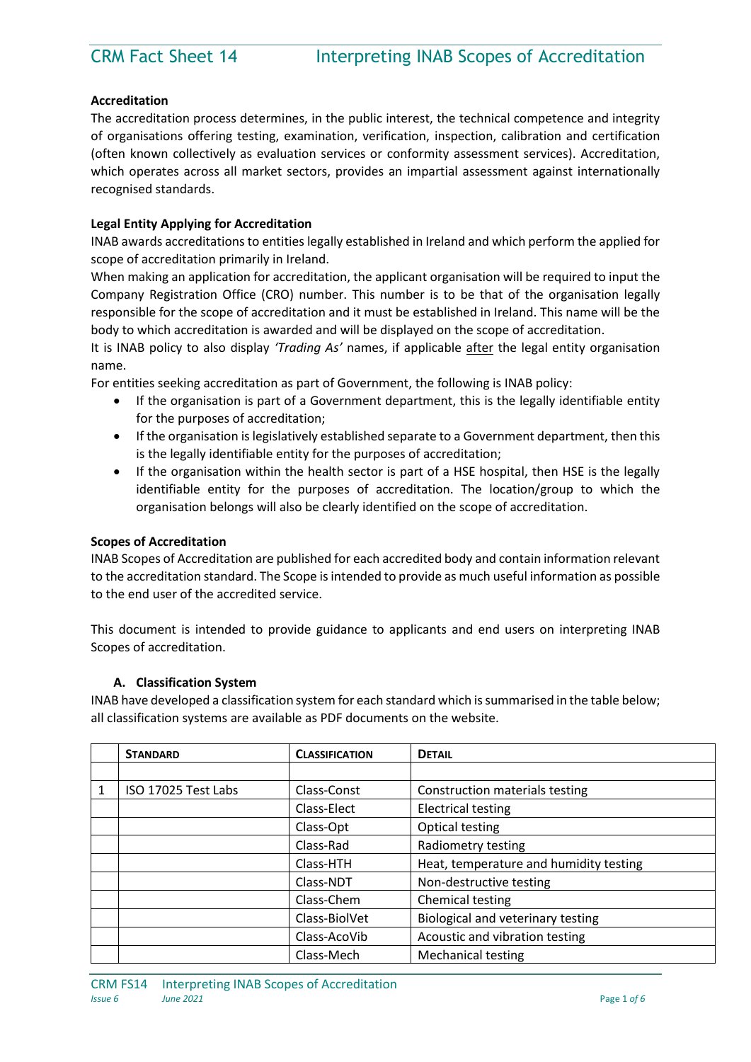# CRM Fact Sheet 14 Interpreting INAB Scopes of Accreditation

**Accreditation**

The accreditation process determines, in the public interest, the technical competence and integrity of organisations offering testing, examination, verification, inspection, calibration and certification (often known collectively as evaluation services or conformity assessment services). Accreditation, which operates across all market sectors, provides an impartial assessment against internationally recognised standards.

**Legal Entity Applying for Accreditation**

INAB awards accreditations to entities legally established in Ireland and which perform the applied for scope of accreditation primarily in Ireland.

When making an application for accreditation, the applicant organisation will be required to input the Company Registration Office (CRO) number. This number is to be that of the organisation legally responsible for the scope of accreditation and it must be established in Ireland. This name will be the body to which accreditation is awarded and will be displayed on the scope of accreditation.

It is INAB policy to also display *'Trading As'* names, if applicable after the legal entity organisation name.

For entities seeking accreditation as part of Government, the following is INAB policy:

- If the organisation is part of a Government department, this is the legally identifiable entity for the purposes of accreditation;
- If the organisation is legislatively established separate to a Government department, then this is the legally identifiable entity for the purposes of accreditation;
- If the organisation within the health sector is part of a HSE hospital, then HSE is the legally identifiable entity for the purposes of accreditation. The location/group to which the organisation belongs will also be clearly identified on the scope of accreditation.

**Scopes of Accreditation**

INAB Scopes of Accreditation are published for each accredited body and contain information relevant to the accreditation standard. The Scope is intended to provide as much useful information as possible to the end user of the accredited service.

This document is intended to provide guidance to applicants and end users on interpreting INAB Scopes of accreditation.

**A. Classification System**

INAB have developed a classification system for each standard which is summarised in the table below; all classification systems are available as PDF documents on the website.

| | STANDARD | CLASSIFICATION | DETAIL |
|---|---|---|---|
| | | | |
| 1 | ISO 17025 Test Labs | Class-Const | Construction materials testing |
| | | Class-Elect | Electrical testing |
| | | Class-Opt | Optical testing |
| | | Class-Rad | Radiometry testing |
| | | Class-HTH | Heat, temperature and humidity testing |
| | | Class-NDT | Non-destructive testing |
| | | Class-Chem | Chemical testing |
| | | Class-BiolVet | Biological and veterinary testing |
| | | Class-AcoVib | Acoustic and vibration testing |
| | | Class-Mech | Mechanical testing |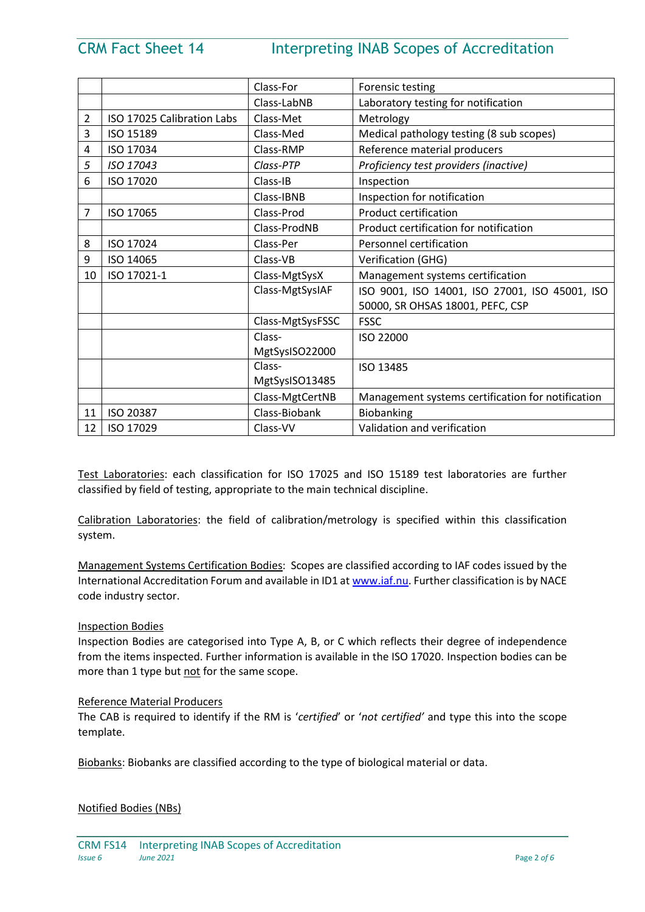|  |  |  |  |
|---|---|---|---|
|  |  | Class-For | Forensic testing |
|  |  | Class-LabNB | Laboratory testing for notification |
| 2 | ISO 17025 Calibration Labs | Class-Met | Metrology |
| 3 | ISO 15189 | Class-Med | Medical pathology testing (8 sub scopes) |
| 4 | ISO 17034 | Class-RMP | Reference material producers |
| *5* | *ISO 17043* | *Class-PTP* | *Proficiency test providers (inactive)* |
| 6 | ISO 17020 | Class-IB | Inspection |
|  |  | Class-IBNB | Inspection for notification |
| 7 | ISO 17065 | Class-Prod | Product certification |
|  |  | Class-ProdNB | Product certification for notification |
| 8 | ISO 17024 | Class-Per | Personnel certification |
| 9 | ISO 14065 | Class-VB | Verification (GHG) |
| 10 | ISO 17021-1 | Class-MgtSysX | Management systems certification |
|  |  | Class-MgtSysIAF | ISO 9001, ISO 14001, ISO 27001, ISO 45001, ISO 50000, SR OHSAS 18001, PEFC, CSP |
|  |  | Class-MgtSysFSSC | FSSC |
|  |  | Class-MgtSysISO22000 | ISO 22000 |
|  |  | Class-MgtSysISO13485 | ISO 13485 |
|  |  | Class-MgtCertNB | Management systems certification for notification |
| 11 | ISO 20387 | Class-Biobank | Biobanking |
| 12 | ISO 17029 | Class-VV | Validation and verification |

Test Laboratories: each classification for ISO 17025 and ISO 15189 test laboratories are further classified by field of testing, appropriate to the main technical discipline.

Calibration Laboratories: the field of calibration/metrology is specified within this classification system.

Management Systems Certification Bodies: Scopes are classified according to IAF codes issued by the International Accreditation Forum and available in ID1 at www.iaf.nu. Further classification is by NACE code industry sector.

Inspection Bodies

Inspection Bodies are categorised into Type A, B, or C which reflects their degree of independence from the items inspected. Further information is available in the ISO 17020. Inspection bodies can be more than 1 type but not for the same scope.

Reference Material Producers

The CAB is required to identify if the RM is '*certified*' or '*not certified'* and type this into the scope template.

Biobanks: Biobanks are classified according to the type of biological material or data.

Notified Bodies (NBs)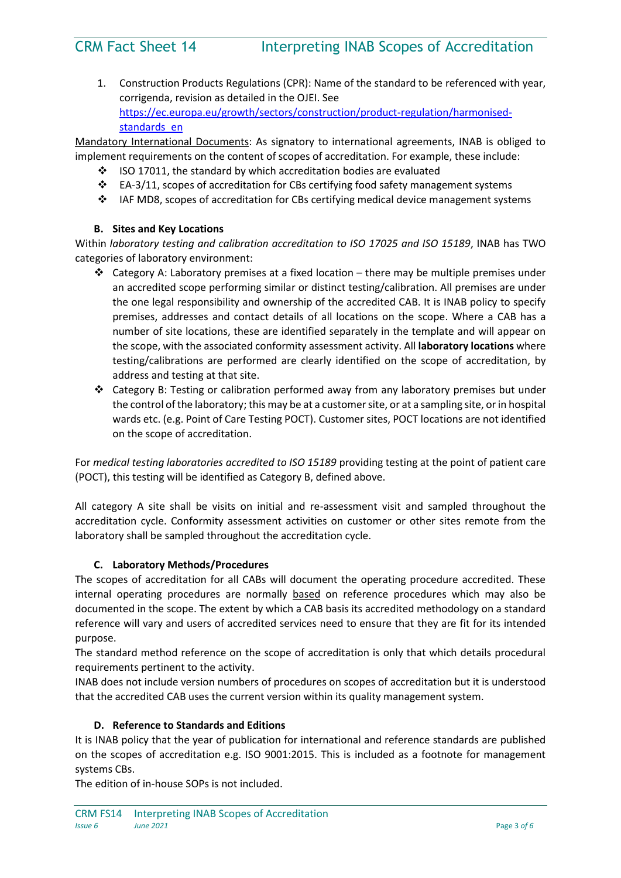1. Construction Products Regulations (CPR): Name of the standard to be referenced with year, corrigenda, revision as detailed in the OJEI. See https://ec.europa.eu/growth/sectors/construction/product-regulation/harmonised-standards_en

Mandatory International Documents: As signatory to international agreements, INAB is obliged to implement requirements on the content of scopes of accreditation. For example, these include:

- ISO 17011, the standard by which accreditation bodies are evaluated
- EA-3/11, scopes of accreditation for CBs certifying food safety management systems
- IAF MD8, scopes of accreditation for CBs certifying medical device management systems

### B. Sites and Key Locations

Within *laboratory testing and calibration accreditation to ISO 17025 and ISO 15189*, INAB has TWO categories of laboratory environment:

- Category A: Laboratory premises at a fixed location – there may be multiple premises under an accredited scope performing similar or distinct testing/calibration. All premises are under the one legal responsibility and ownership of the accredited CAB. It is INAB policy to specify premises, addresses and contact details of all locations on the scope. Where a CAB has a number of site locations, these are identified separately in the template and will appear on the scope, with the associated conformity assessment activity. All **laboratory locations** where testing/calibrations are performed are clearly identified on the scope of accreditation, by address and testing at that site.
- Category B: Testing or calibration performed away from any laboratory premises but under the control of the laboratory; this may be at a customer site, or at a sampling site, or in hospital wards etc. (e.g. Point of Care Testing POCT). Customer sites, POCT locations are not identified on the scope of accreditation.

For *medical testing laboratories accredited to ISO 15189* providing testing at the point of patient care (POCT), this testing will be identified as Category B, defined above.

All category A site shall be visits on initial and re-assessment visit and sampled throughout the accreditation cycle. Conformity assessment activities on customer or other sites remote from the laboratory shall be sampled throughout the accreditation cycle.

### C. Laboratory Methods/Procedures

The scopes of accreditation for all CABs will document the operating procedure accredited. These internal operating procedures are normally based on reference procedures which may also be documented in the scope. The extent by which a CAB basis its accredited methodology on a standard reference will vary and users of accredited services need to ensure that they are fit for its intended purpose.

The standard method reference on the scope of accreditation is only that which details procedural requirements pertinent to the activity.

INAB does not include version numbers of procedures on scopes of accreditation but it is understood that the accredited CAB uses the current version within its quality management system.

### D. Reference to Standards and Editions

It is INAB policy that the year of publication for international and reference standards are published on the scopes of accreditation e.g. ISO 9001:2015. This is included as a footnote for management systems CBs.

The edition of in-house SOPs is not included.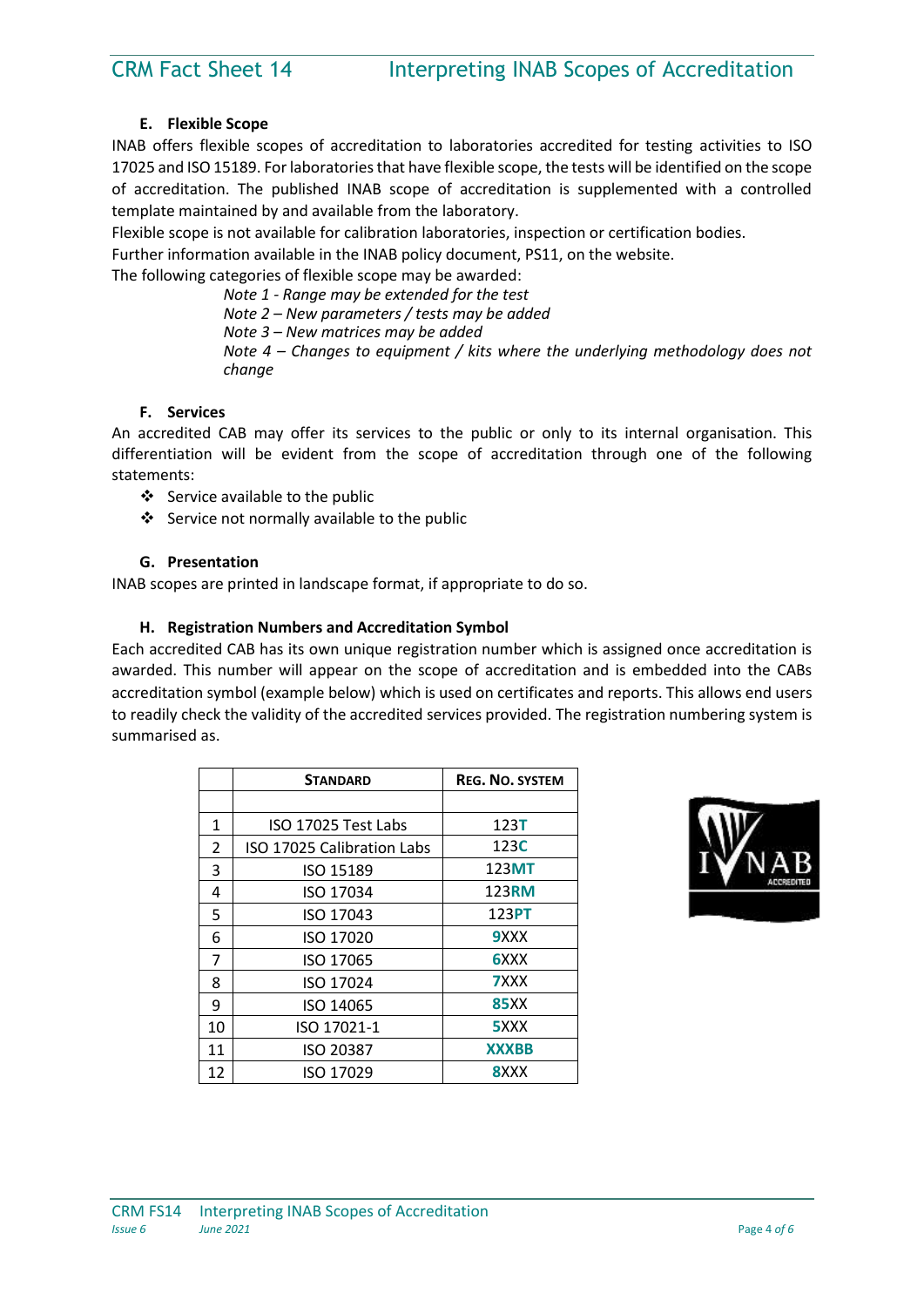### E. Flexible Scope

INAB offers flexible scopes of accreditation to laboratories accredited for testing activities to ISO 17025 and ISO 15189. For laboratories that have flexible scope, the tests will be identified on the scope of accreditation. The published INAB scope of accreditation is supplemented with a controlled template maintained by and available from the laboratory.

Flexible scope is not available for calibration laboratories, inspection or certification bodies.

Further information available in the INAB policy document, PS11, on the website.

The following categories of flexible scope may be awarded:

*Note 1 - Range may be extended for the test*
*Note 2 – New parameters / tests may be added*
*Note 3 – New matrices may be added*
*Note 4 – Changes to equipment / kits where the underlying methodology does not change*

### F. Services

An accredited CAB may offer its services to the public or only to its internal organisation. This differentiation will be evident from the scope of accreditation through one of the following statements:

- Service available to the public
- Service not normally available to the public

### G. Presentation

INAB scopes are printed in landscape format, if appropriate to do so.

### H. Registration Numbers and Accreditation Symbol

Each accredited CAB has its own unique registration number which is assigned once accreditation is awarded. This number will appear on the scope of accreditation and is embedded into the CABs accreditation symbol (example below) which is used on certificates and reports. This allows end users to readily check the validity of the accredited services provided. The registration numbering system is summarised as.

| | STANDARD | REG. NO. SYSTEM |
|---|---|---|
| | | |
| 1 | ISO 17025 Test Labs | 123**T** |
| 2 | ISO 17025 Calibration Labs | 123**C** |
| 3 | ISO 15189 | 123**MT** |
| 4 | ISO 17034 | 123**RM** |
| 5 | ISO 17043 | 123**PT** |
| 6 | ISO 17020 | **9**XXX |
| 7 | ISO 17065 | **6**XXX |
| 8 | ISO 17024 | **7**XXX |
| 9 | ISO 14065 | **85**XX |
| 10 | ISO 17021-1 | **5**XXX |
| 11 | ISO 20387 | **XXXBB** |
| 12 | ISO 17029 | **8**XXX |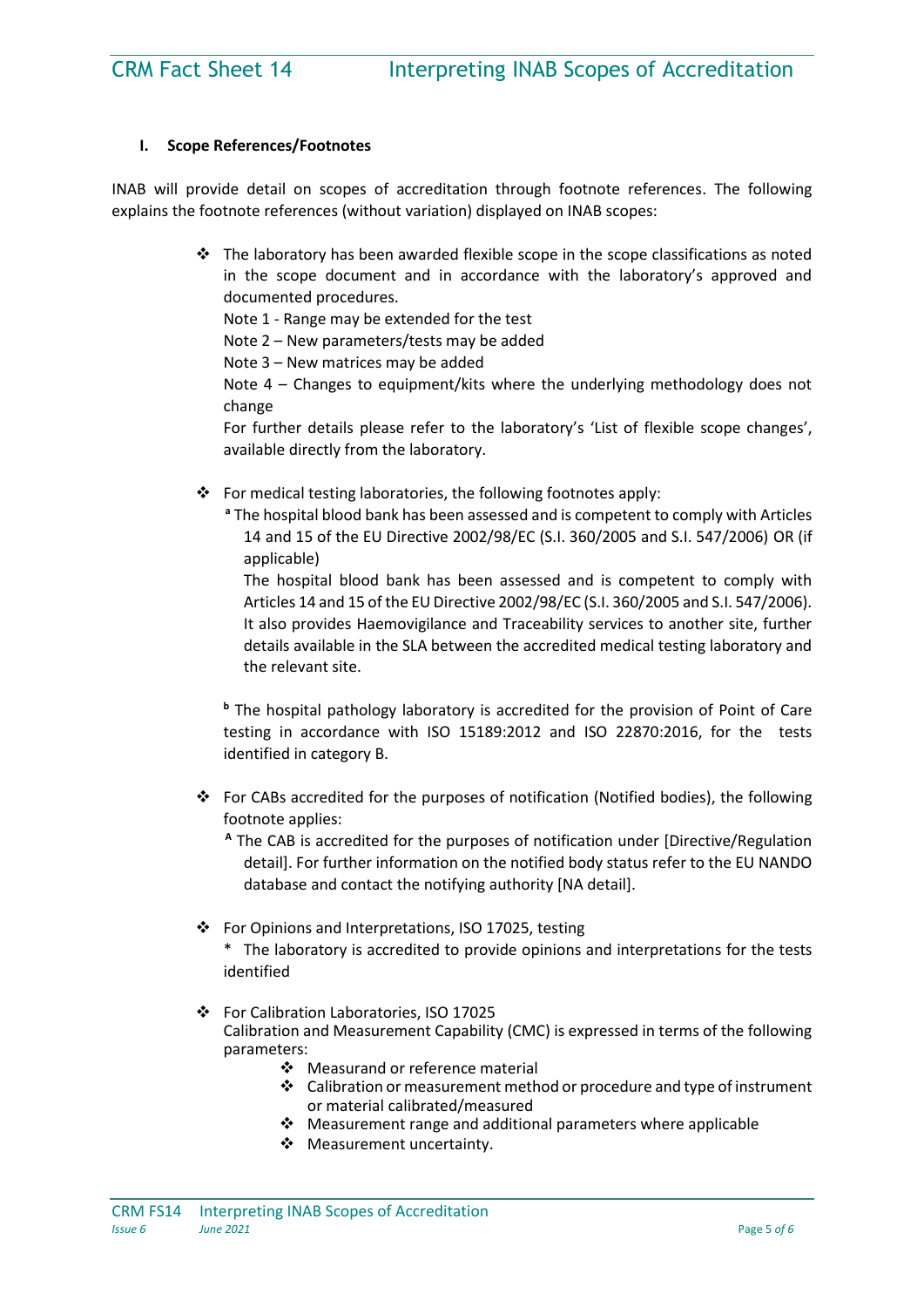### I. Scope References/Footnotes

INAB will provide detail on scopes of accreditation through footnote references. The following explains the footnote references (without variation) displayed on INAB scopes:

- The laboratory has been awarded flexible scope in the scope classifications as noted in the scope document and in accordance with the laboratory's approved and documented procedures.
  Note 1 - Range may be extended for the test
  Note 2 – New parameters/tests may be added
  Note 3 – New matrices may be added
  Note 4 – Changes to equipment/kits where the underlying methodology does not change
  For further details please refer to the laboratory's 'List of flexible scope changes', available directly from the laboratory.

- For medical testing laboratories, the following footnotes apply:
  [a] The hospital blood bank has been assessed and is competent to comply with Articles 14 and 15 of the EU Directive 2002/98/EC (S.I. 360/2005 and S.I. 547/2006) OR (if applicable)
  The hospital blood bank has been assessed and is competent to comply with Articles 14 and 15 of the EU Directive 2002/98/EC (S.I. 360/2005 and S.I. 547/2006). It also provides Haemovigilance and Traceability services to another site, further details available in the SLA between the accredited medical testing laboratory and the relevant site.

  [b] The hospital pathology laboratory is accredited for the provision of Point of Care testing in accordance with ISO 15189:2012 and ISO 22870:2016, for the tests identified in category B.

- For CABs accredited for the purposes of notification (Notified bodies), the following footnote applies:
  [A] The CAB is accredited for the purposes of notification under [Directive/Regulation detail]. For further information on the notified body status refer to the EU NANDO database and contact the notifying authority [NA detail].

- For Opinions and Interpretations, ISO 17025, testing
  * The laboratory is accredited to provide opinions and interpretations for the tests identified

- For Calibration Laboratories, ISO 17025
  Calibration and Measurement Capability (CMC) is expressed in terms of the following parameters:
  - Measurand or reference material
  - Calibration or measurement method or procedure and type of instrument or material calibrated/measured
  - Measurement range and additional parameters where applicable
  - Measurement uncertainty.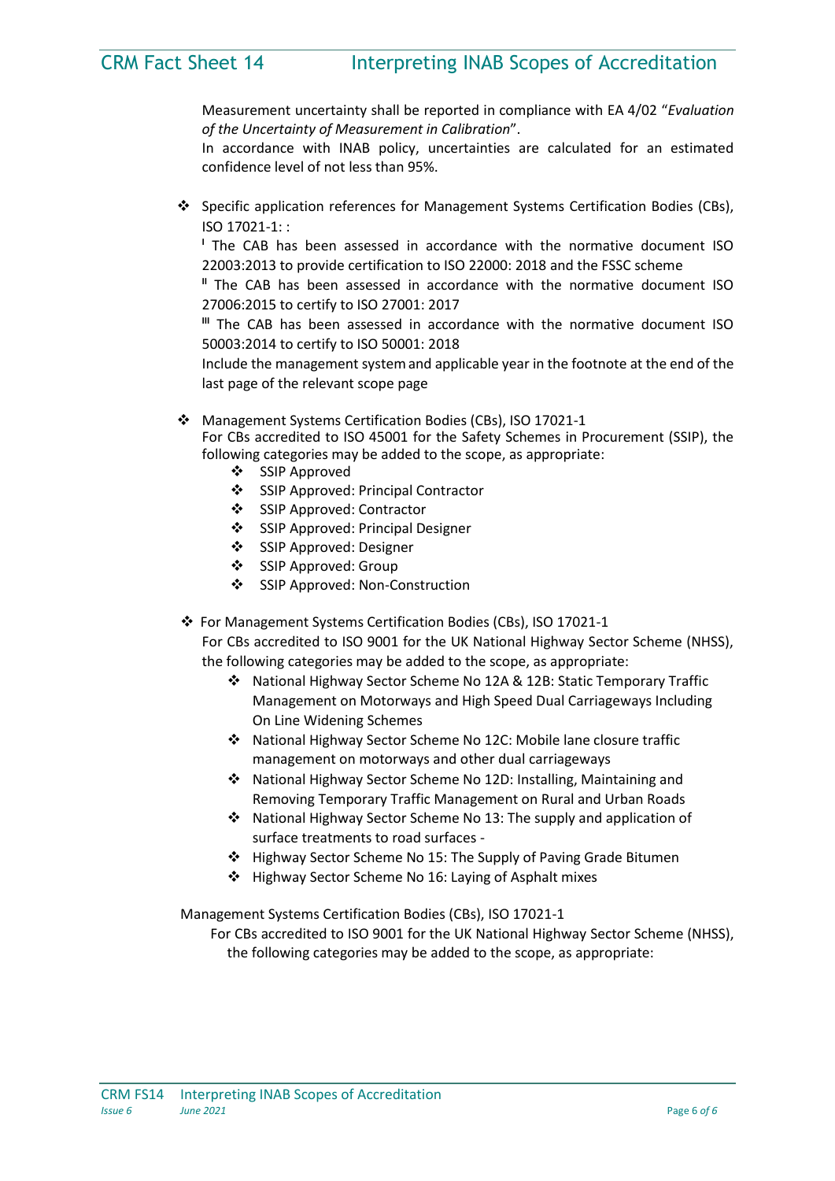Measurement uncertainty shall be reported in compliance with EA 4/02 "*Evaluation of the Uncertainty of Measurement in Calibration*".
In accordance with INAB policy, uncertainties are calculated for an estimated confidence level of not less than 95%.

- Specific application references for Management Systems Certification Bodies (CBs), ISO 17021-1: :
  [I] The CAB has been assessed in accordance with the normative document ISO 22003:2013 to provide certification to ISO 22000: 2018 and the FSSC scheme
  [II] The CAB has been assessed in accordance with the normative document ISO 27006:2015 to certify to ISO 27001: 2017
  [III] The CAB has been assessed in accordance with the normative document ISO 50003:2014 to certify to ISO 50001: 2018
  Include the management system and applicable year in the footnote at the end of the last page of the relevant scope page

- Management Systems Certification Bodies (CBs), ISO 17021-1
  For CBs accredited to ISO 45001 for the Safety Schemes in Procurement (SSIP), the following categories may be added to the scope, as appropriate:
  - SSIP Approved
  - SSIP Approved: Principal Contractor
  - SSIP Approved: Contractor
  - SSIP Approved: Principal Designer
  - SSIP Approved: Designer
  - SSIP Approved: Group
  - SSIP Approved: Non-Construction

- For Management Systems Certification Bodies (CBs), ISO 17021-1
  For CBs accredited to ISO 9001 for the UK National Highway Sector Scheme (NHSS), the following categories may be added to the scope, as appropriate:
  - National Highway Sector Scheme No 12A & 12B: Static Temporary Traffic Management on Motorways and High Speed Dual Carriageways Including On Line Widening Schemes
  - National Highway Sector Scheme No 12C: Mobile lane closure traffic management on motorways and other dual carriageways
  - National Highway Sector Scheme No 12D: Installing, Maintaining and Removing Temporary Traffic Management on Rural and Urban Roads
  - National Highway Sector Scheme No 13: The supply and application of surface treatments to road surfaces -
  - Highway Sector Scheme No 15: The Supply of Paving Grade Bitumen
  - Highway Sector Scheme No 16: Laying of Asphalt mixes

Management Systems Certification Bodies (CBs), ISO 17021-1
For CBs accredited to ISO 9001 for the UK National Highway Sector Scheme (NHSS), the following categories may be added to the scope, as appropriate: